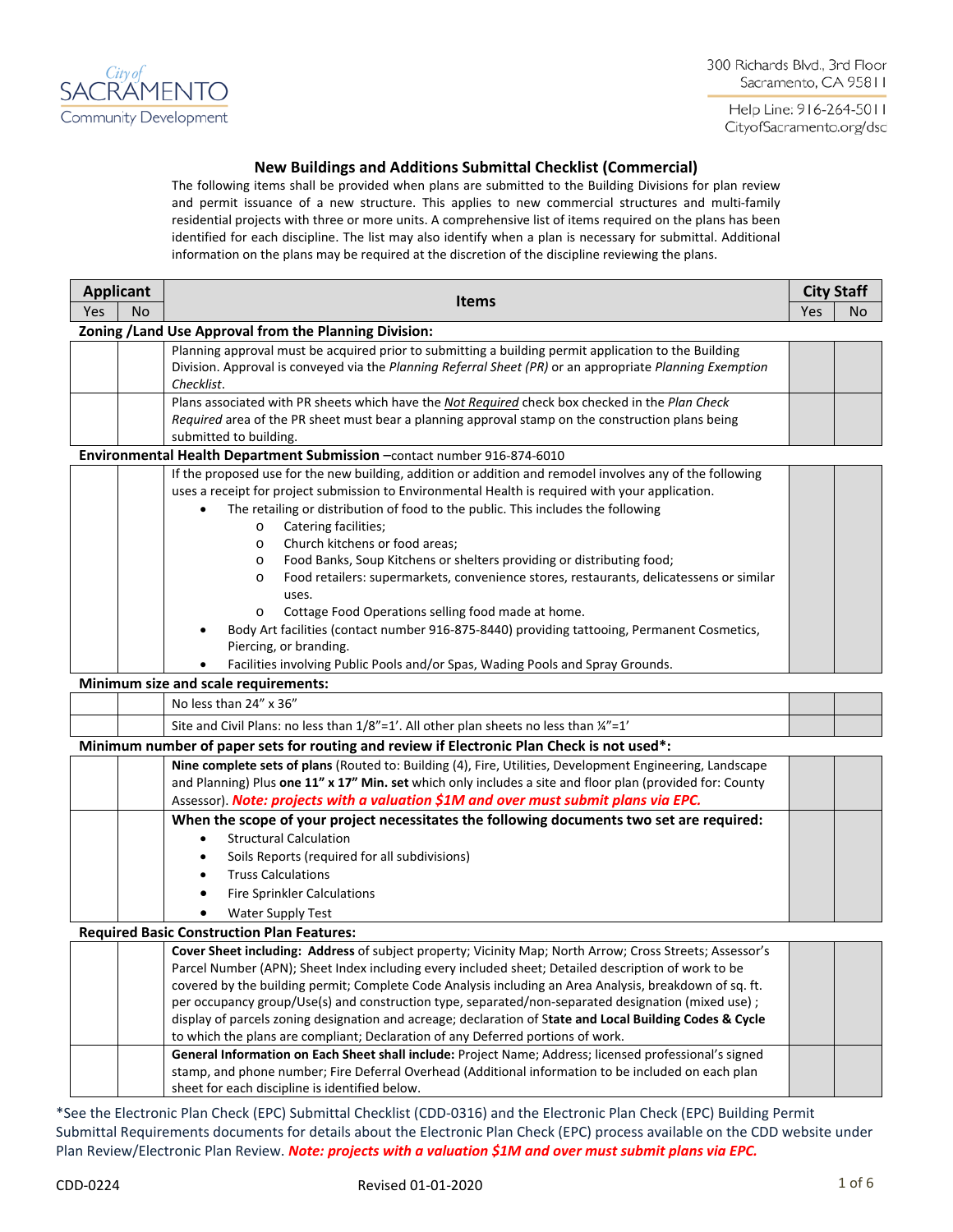City of SACRAMENTO Community Development

300 Richards Blvd., 3rd Floor
Sacramento, CA 95811

Help Line: 916-264-5011
CityofSacramento.org/dsc

## New Buildings and Additions Submittal Checklist (Commercial)

The following items shall be provided when plans are submitted to the Building Divisions for plan review and permit issuance of a new structure. This applies to new commercial structures and multi-family residential projects with three or more units. A comprehensive list of items required on the plans has been identified for each discipline. The list may also identify when a plan is necessary for submittal. Additional information on the plans may be required at the discretion of the discipline reviewing the plans.

| Applicant | | Items | City Staff | |
|---|---|---|---|---|
| Yes | No | | Yes | No |
| **Zoning /Land Use Approval from the Planning Division:** | | | | |
| | | Planning approval must be acquired prior to submitting a building permit application to the Building Division. Approval is conveyed via the *Planning Referral Sheet (PR)* or an appropriate *Planning Exemption Checklist*. | | |
| | | Plans associated with PR sheets which have the *Not Required* check box checked in the *Plan Check Required* area of the PR sheet must bear a planning approval stamp on the construction plans being submitted to building. | | |
| **Environmental Health Department Submission** –contact number 916-874-6010 | | | | |
| | | If the proposed use for the new building, addition or addition and remodel involves any of the following uses a receipt for project submission to Environmental Health is required with your application.<br>• The retailing or distribution of food to the public. This includes the following<br>  o Catering facilities;<br>  o Church kitchens or food areas;<br>  o Food Banks, Soup Kitchens or shelters providing or distributing food;<br>  o Food retailers: supermarkets, convenience stores, restaurants, delicatessens or similar uses.<br>  o Cottage Food Operations selling food made at home.<br>• Body Art facilities (contact number 916-875-8440) providing tattooing, Permanent Cosmetics, Piercing, or branding.<br>• Facilities involving Public Pools and/or Spas, Wading Pools and Spray Grounds. | | |
| **Minimum size and scale requirements:** | | | | |
| | | No less than 24" x 36" | | |
| | | Site and Civil Plans: no less than 1/8"=1'. All other plan sheets no less than ¼"=1' | | |
| **Minimum number of paper sets for routing and review if Electronic Plan Check is not used*:** | | | | |
| | | **Nine complete sets of plans** (Routed to: Building (4), Fire, Utilities, Development Engineering, Landscape and Planning) Plus **one 11" x 17" Min. set** which only includes a site and floor plan (provided for: County Assessor). ***Note: projects with a valuation $1M and over must submit plans via EPC.*** | | |
| | | **When the scope of your project necessitates the following documents two set are required:**<br>• Structural Calculation<br>• Soils Reports (required for all subdivisions)<br>• Truss Calculations<br>• Fire Sprinkler Calculations<br>• Water Supply Test | | |
| **Required Basic Construction Plan Features:** | | | | |
| | | **Cover Sheet including: Address** of subject property; Vicinity Map; North Arrow; Cross Streets; Assessor's Parcel Number (APN); Sheet Index including every included sheet; Detailed description of work to be covered by the building permit; Complete Code Analysis including an Area Analysis, breakdown of sq. ft. per occupancy group/Use(s) and construction type, separated/non-separated designation (mixed use) ; display of parcels zoning designation and acreage; declaration of **State and Local Building Codes & Cycle** to which the plans are compliant; Declaration of any Deferred portions of work. | | |
| | | **General Information on Each Sheet shall include:** Project Name; Address; licensed professional's signed stamp, and phone number; Fire Deferral Overhead (Additional information to be included on each plan sheet for each discipline is identified below. | | |

*See the Electronic Plan Check (EPC) Submittal Checklist (CDD-0316) and the Electronic Plan Check (EPC) Building Permit Submittal Requirements documents for details about the Electronic Plan Check (EPC) process available on the CDD website under Plan Review/Electronic Plan Review. ***Note: projects with a valuation $1M and over must submit plans via EPC.***

CDD-0224 Revised 01-01-2020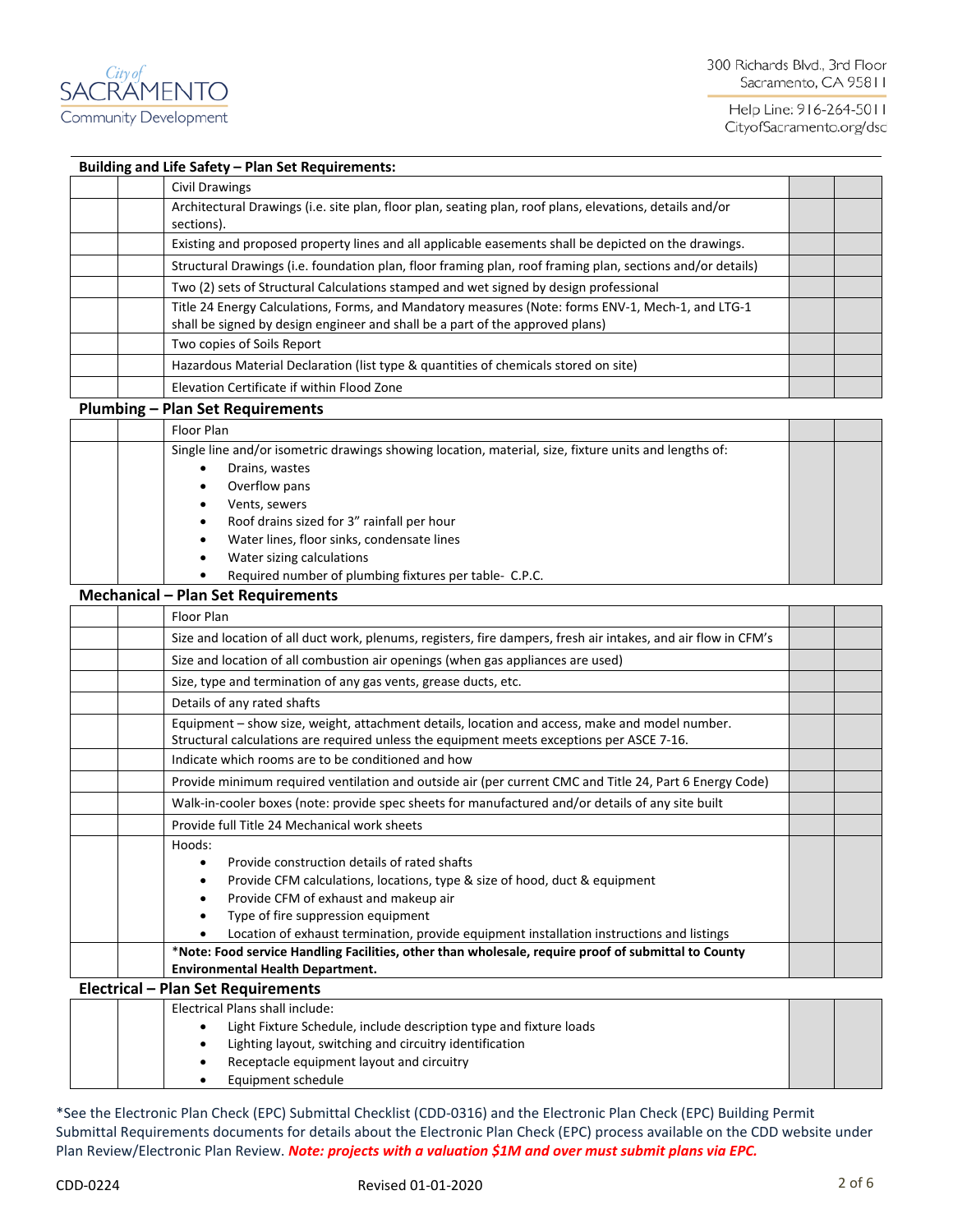City of SACRAMENTO Community Development

300 Richards Blvd., 3rd Floor
Sacramento, CA 95811

Help Line: 916-264-5011
CityofSacramento.org/dsc

## Building and Life Safety – Plan Set Requirements:

| | | | | |
|---|---|---|---|---|
| | | Civil Drawings | | |
| | | Architectural Drawings (i.e. site plan, floor plan, seating plan, roof plans, elevations, details and/or sections). | | |
| | | Existing and proposed property lines and all applicable easements shall be depicted on the drawings. | | |
| | | Structural Drawings (i.e. foundation plan, floor framing plan, roof framing plan, sections and/or details) | | |
| | | Two (2) sets of Structural Calculations stamped and wet signed by design professional | | |
| | | Title 24 Energy Calculations, Forms, and Mandatory measures (Note: forms ENV-1, Mech-1, and LTG-1 shall be signed by design engineer and shall be a part of the approved plans) | | |
| | | Two copies of Soils Report | | |
| | | Hazardous Material Declaration (list type & quantities of chemicals stored on site) | | |
| | | Elevation Certificate if within Flood Zone | | |

## Plumbing – Plan Set Requirements

| | | | | |
|---|---|---|---|---|
| | | Floor Plan | | |
| | | Single line and/or isometric drawings showing location, material, size, fixture units and lengths of:<br>• Drains, wastes<br>• Overflow pans<br>• Vents, sewers<br>• Roof drains sized for 3" rainfall per hour<br>• Water lines, floor sinks, condensate lines<br>• Water sizing calculations<br>• Required number of plumbing fixtures per table- C.P.C. | | |

## Mechanical – Plan Set Requirements

| | | | | |
|---|---|---|---|---|
| | | Floor Plan | | |
| | | Size and location of all duct work, plenums, registers, fire dampers, fresh air intakes, and air flow in CFM's | | |
| | | Size and location of all combustion air openings (when gas appliances are used) | | |
| | | Size, type and termination of any gas vents, grease ducts, etc. | | |
| | | Details of any rated shafts | | |
| | | Equipment – show size, weight, attachment details, location and access, make and model number. Structural calculations are required unless the equipment meets exceptions per ASCE 7-16. | | |
| | | Indicate which rooms are to be conditioned and how | | |
| | | Provide minimum required ventilation and outside air (per current CMC and Title 24, Part 6 Energy Code) | | |
| | | Walk-in-cooler boxes (note: provide spec sheets for manufactured and/or details of any site built | | |
| | | Provide full Title 24 Mechanical work sheets | | |
| | | Hoods:<br>• Provide construction details of rated shafts<br>• Provide CFM calculations, locations, type & size of hood, duct & equipment<br>• Provide CFM of exhaust and makeup air<br>• Type of fire suppression equipment<br>• Location of exhaust termination, provide equipment installation instructions and listings | | |
| | | ***Note: Food service Handling Facilities, other than wholesale, require proof of submittal to County Environmental Health Department.** | | |

## Electrical – Plan Set Requirements

| | | | | |
|---|---|---|---|---|
| | | Electrical Plans shall include:<br>• Light Fixture Schedule, include description type and fixture loads<br>• Lighting layout, switching and circuitry identification<br>• Receptacle equipment layout and circuitry<br>• Equipment schedule | | |

*See the Electronic Plan Check (EPC) Submittal Checklist (CDD-0316) and the Electronic Plan Check (EPC) Building Permit Submittal Requirements documents for details about the Electronic Plan Check (EPC) process available on the CDD website under Plan Review/Electronic Plan Review. ***Note: projects with a valuation $1M and over must submit plans via EPC.***

CDD-0224 Revised 01-01-2020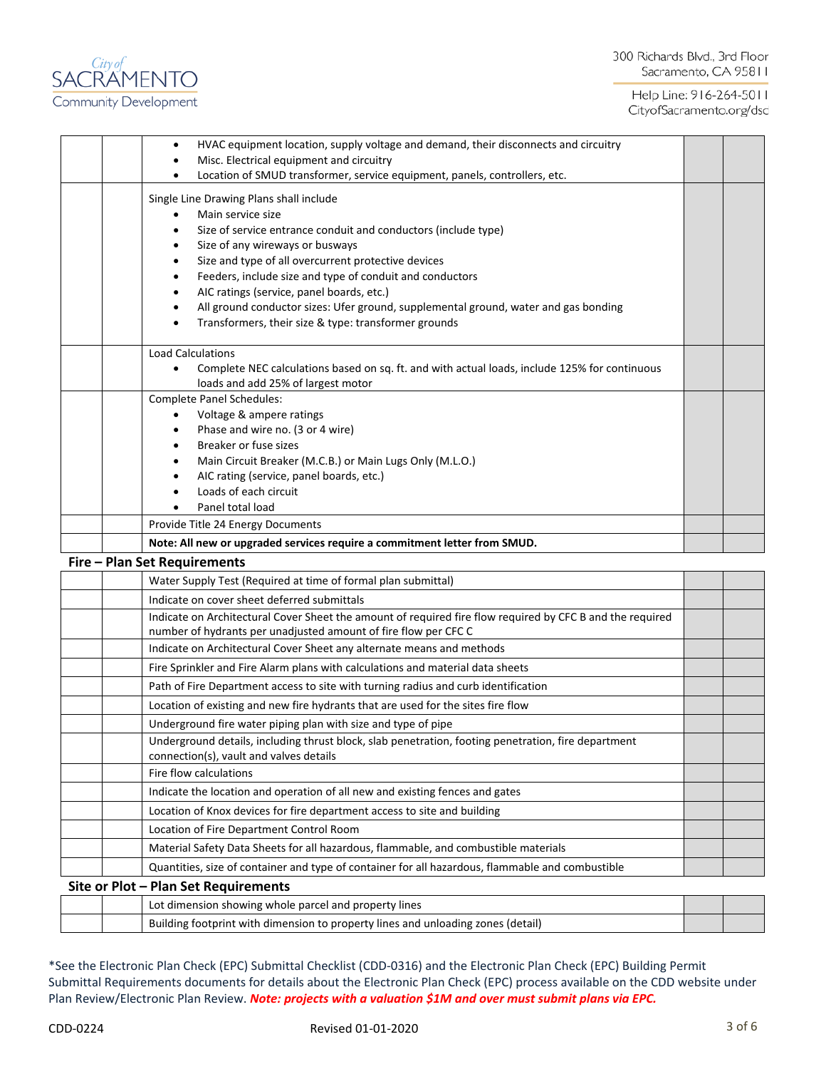| | | | | |
|---|---|---|---|---|
| | | • HVAC equipment location, supply voltage and demand, their disconnects and circuitry<br>• Misc. Electrical equipment and circuitry<br>• Location of SMUD transformer, service equipment, panels, controllers, etc. | | |
| | | Single Line Drawing Plans shall include<br>• Main service size<br>• Size of service entrance conduit and conductors (include type)<br>• Size of any wireways or busways<br>• Size and type of all overcurrent protective devices<br>• Feeders, include size and type of conduit and conductors<br>• AIC ratings (service, panel boards, etc.)<br>• All ground conductor sizes: Ufer ground, supplemental ground, water and gas bonding<br>• Transformers, their size & type: transformer grounds | | |
| | | Load Calculations<br>• Complete NEC calculations based on sq. ft. and with actual loads, include 125% for continuous loads and add 25% of largest motor | | |
| | | Complete Panel Schedules:<br>• Voltage & ampere ratings<br>• Phase and wire no. (3 or 4 wire)<br>• Breaker or fuse sizes<br>• Main Circuit Breaker (M.C.B.) or Main Lugs Only (M.L.O.)<br>• AIC rating (service, panel boards, etc.)<br>• Loads of each circuit<br>• Panel total load | | |
| | | Provide Title 24 Energy Documents | | |
| | | **Note: All new or upgraded services require a commitment letter from SMUD.** | | |

## Fire – Plan Set Requirements

| | | | | |
|---|---|---|---|---|
| | | Water Supply Test (Required at time of formal plan submittal) | | |
| | | Indicate on cover sheet deferred submittals | | |
| | | Indicate on Architectural Cover Sheet the amount of required fire flow required by CFC B and the required number of hydrants per unadjusted amount of fire flow per CFC C | | |
| | | Indicate on Architectural Cover Sheet any alternate means and methods | | |
| | | Fire Sprinkler and Fire Alarm plans with calculations and material data sheets | | |
| | | Path of Fire Department access to site with turning radius and curb identification | | |
| | | Location of existing and new fire hydrants that are used for the sites fire flow | | |
| | | Underground fire water piping plan with size and type of pipe | | |
| | | Underground details, including thrust block, slab penetration, footing penetration, fire department connection(s), vault and valves details | | |
| | | Fire flow calculations | | |
| | | Indicate the location and operation of all new and existing fences and gates | | |
| | | Location of Knox devices for fire department access to site and building | | |
| | | Location of Fire Department Control Room | | |
| | | Material Safety Data Sheets for all hazardous, flammable, and combustible materials | | |
| | | Quantities, size of container and type of container for all hazardous, flammable and combustible | | |

## Site or Plot – Plan Set Requirements

| | | | | |
|---|---|---|---|---|
| | | Lot dimension showing whole parcel and property lines | | |
| | | Building footprint with dimension to property lines and unloading zones (detail) | | |

*See the Electronic Plan Check (EPC) Submittal Checklist (CDD-0316) and the Electronic Plan Check (EPC) Building Permit Submittal Requirements documents for details about the Electronic Plan Check (EPC) process available on the CDD website under Plan Review/Electronic Plan Review. ***Note: projects with a valuation $1M and over must submit plans via EPC.***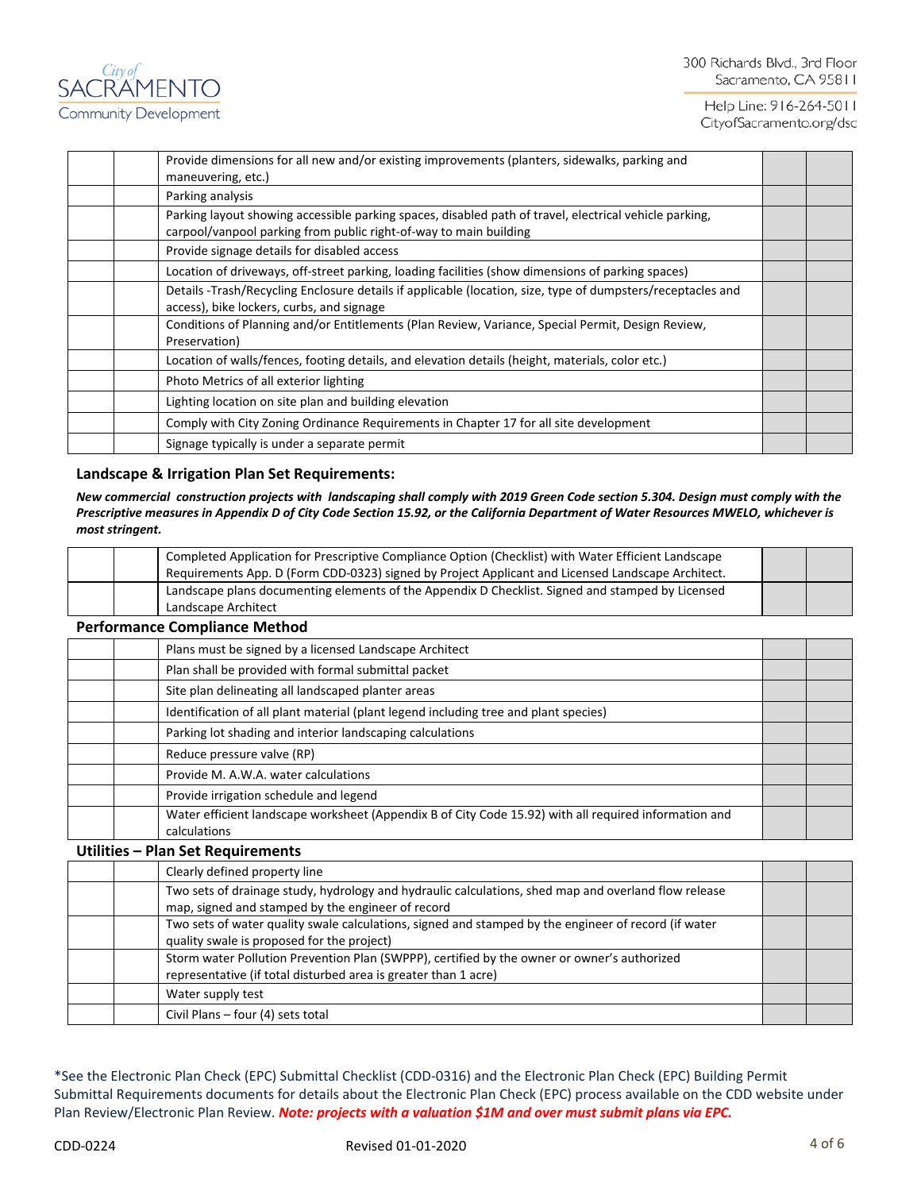| | | | | |
|---|---|---|---|---|
| | | Provide dimensions for all new and/or existing improvements (planters, sidewalks, parking and maneuvering, etc.) | | |
| | | Parking analysis | | |
| | | Parking layout showing accessible parking spaces, disabled path of travel, electrical vehicle parking, carpool/vanpool parking from public right-of-way to main building | | |
| | | Provide signage details for disabled access | | |
| | | Location of driveways, off-street parking, loading facilities (show dimensions of parking spaces) | | |
| | | Details -Trash/Recycling Enclosure details if applicable (location, size, type of dumpsters/receptacles and access), bike lockers, curbs, and signage | | |
| | | Conditions of Planning and/or Entitlements (Plan Review, Variance, Special Permit, Design Review, Preservation) | | |
| | | Location of walls/fences, footing details, and elevation details (height, materials, color etc.) | | |
| | | Photo Metrics of all exterior lighting | | |
| | | Lighting location on site plan and building elevation | | |
| | | Comply with City Zoning Ordinance Requirements in Chapter 17 for all site development | | |
| | | Signage typically is under a separate permit | | |

### Landscape & Irrigation Plan Set Requirements:

***New commercial construction projects with landscaping shall comply with 2019 Green Code section 5.304. Design must comply with the Prescriptive measures in Appendix D of City Code Section 15.92, or the California Department of Water Resources MWELO, whichever is most stringent.***

| | | | | |
|---|---|---|---|---|
| | | Completed Application for Prescriptive Compliance Option (Checklist) with Water Efficient Landscape Requirements App. D (Form CDD-0323) signed by Project Applicant and Licensed Landscape Architect. | | |
| | | Landscape plans documenting elements of the Appendix D Checklist. Signed and stamped by Licensed Landscape Architect | | |

### Performance Compliance Method

| | | | | |
|---|---|---|---|---|
| | | Plans must be signed by a licensed Landscape Architect | | |
| | | Plan shall be provided with formal submittal packet | | |
| | | Site plan delineating all landscaped planter areas | | |
| | | Identification of all plant material (plant legend including tree and plant species) | | |
| | | Parking lot shading and interior landscaping calculations | | |
| | | Reduce pressure valve (RP) | | |
| | | Provide M. A.W.A. water calculations | | |
| | | Provide irrigation schedule and legend | | |
| | | Water efficient landscape worksheet (Appendix B of City Code 15.92) with all required information and calculations | | |

### Utilities – Plan Set Requirements

| | | | | |
|---|---|---|---|---|
| | | Clearly defined property line | | |
| | | Two sets of drainage study, hydrology and hydraulic calculations, shed map and overland flow release map, signed and stamped by the engineer of record | | |
| | | Two sets of water quality swale calculations, signed and stamped by the engineer of record (if water quality swale is proposed for the project) | | |
| | | Storm water Pollution Prevention Plan (SWPPP), certified by the owner or owner's authorized representative (if total disturbed area is greater than 1 acre) | | |
| | | Water supply test | | |
| | | Civil Plans – four (4) sets total | | |

*See the Electronic Plan Check (EPC) Submittal Checklist (CDD-0316) and the Electronic Plan Check (EPC) Building Permit Submittal Requirements documents for details about the Electronic Plan Check (EPC) process available on the CDD website under Plan Review/Electronic Plan Review. ***Note: projects with a valuation $1M and over must submit plans via EPC.***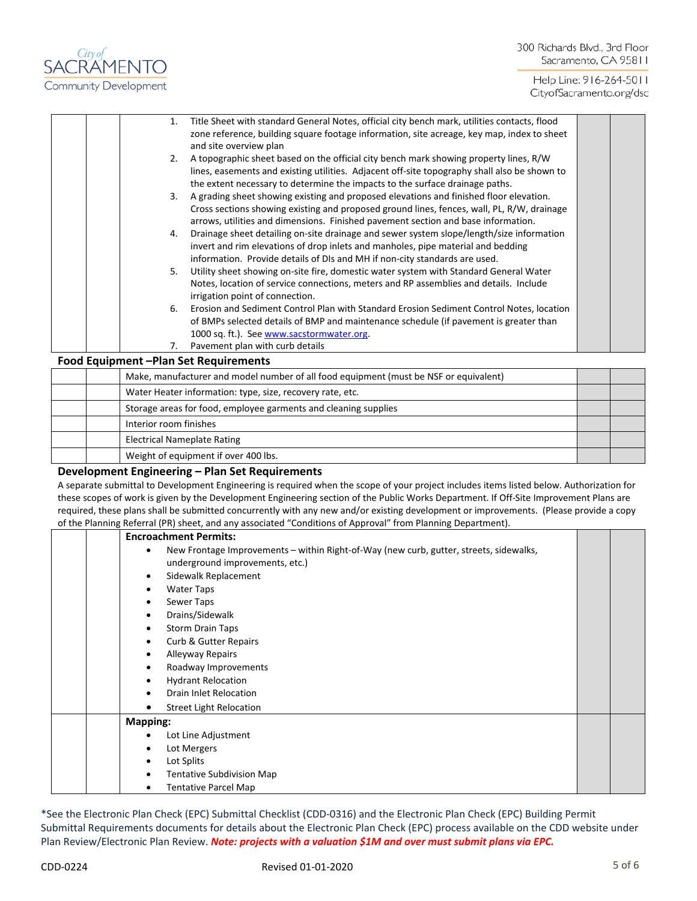| | | | | |
|---|---|---|---|---|
| | | 1. Title Sheet with standard General Notes, official city bench mark, utilities contacts, flood zone reference, building square footage information, site acreage, key map, index to sheet and site overview plan<br>2. A topographic sheet based on the official city bench mark showing property lines, R/W lines, easements and existing utilities. Adjacent off-site topography shall also be shown to the extent necessary to determine the impacts to the surface drainage paths.<br>3. A grading sheet showing existing and proposed elevations and finished floor elevation. Cross sections showing existing and proposed ground lines, fences, wall, PL, R/W, drainage arrows, utilities and dimensions. Finished pavement section and base information.<br>4. Drainage sheet detailing on-site drainage and sewer system slope/length/size information invert and rim elevations of drop inlets and manholes, pipe material and bedding information. Provide details of DIs and MH if non-city standards are used.<br>5. Utility sheet showing on-site fire, domestic water system with Standard General Water Notes, location of service connections, meters and RP assemblies and details. Include irrigation point of connection.<br>6. Erosion and Sediment Control Plan with Standard Erosion Sediment Control Notes, location of BMPs selected details of BMP and maintenance schedule (if pavement is greater than 1000 sq. ft.). See www.sacstormwater.org.<br>7. Pavement plan with curb details | | |

### Food Equipment –Plan Set Requirements

| | | | | |
|---|---|---|---|---|
| | | Make, manufacturer and model number of all food equipment (must be NSF or equivalent) | | |
| | | Water Heater information: type, size, recovery rate, etc. | | |
| | | Storage areas for food, employee garments and cleaning supplies | | |
| | | Interior room finishes | | |
| | | Electrical Nameplate Rating | | |
| | | Weight of equipment if over 400 lbs. | | |

### Development Engineering – Plan Set Requirements

A separate submittal to Development Engineering is required when the scope of your project includes items listed below. Authorization for these scopes of work is given by the Development Engineering section of the Public Works Department. If Off-Site Improvement Plans are required, these plans shall be submitted concurrently with any new and/or existing development or improvements. (Please provide a copy of the Planning Referral (PR) sheet, and any associated "Conditions of Approval" from Planning Department).

| | | | | |
|---|---|---|---|---|
| | | **Encroachment Permits:**<br>• New Frontage Improvements – within Right-of-Way (new curb, gutter, streets, sidewalks, underground improvements, etc.)<br>• Sidewalk Replacement<br>• Water Taps<br>• Sewer Taps<br>• Drains/Sidewalk<br>• Storm Drain Taps<br>• Curb & Gutter Repairs<br>• Alleyway Repairs<br>• Roadway Improvements<br>• Hydrant Relocation<br>• Drain Inlet Relocation<br>• Street Light Relocation | | |
| | | **Mapping:**<br>• Lot Line Adjustment<br>• Lot Mergers<br>• Lot Splits<br>• Tentative Subdivision Map<br>• Tentative Parcel Map | | |

*See the Electronic Plan Check (EPC) Submittal Checklist (CDD-0316) and the Electronic Plan Check (EPC) Building Permit Submittal Requirements documents for details about the Electronic Plan Check (EPC) process available on the CDD website under Plan Review/Electronic Plan Review. ***Note: projects with a valuation $1M and over must submit plans via EPC.***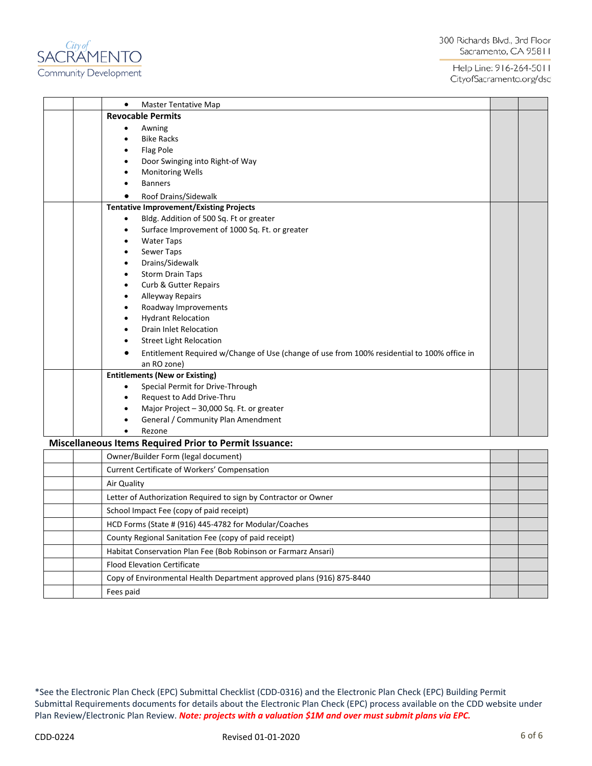| | | | | |
|---|---|---|---|---|
| | | • Master Tentative Map | | |
| | | **Revocable Permits**<br>• Awning<br>• Bike Racks<br>• Flag Pole<br>• Door Swinging into Right-of Way<br>• Monitoring Wells<br>• Banners<br>• Roof Drains/Sidewalk | | |
| | | **Tentative Improvement/Existing Projects**<br>• Bldg. Addition of 500 Sq. Ft or greater<br>• Surface Improvement of 1000 Sq. Ft. or greater<br>• Water Taps<br>• Sewer Taps<br>• Drains/Sidewalk<br>• Storm Drain Taps<br>• Curb & Gutter Repairs<br>• Alleyway Repairs<br>• Roadway Improvements<br>• Hydrant Relocation<br>• Drain Inlet Relocation<br>• Street Light Relocation<br>• Entitlement Required w/Change of Use (change of use from 100% residential to 100% office in an RO zone) | | |
| | | **Entitlements (New or Existing)**<br>• Special Permit for Drive-Through<br>• Request to Add Drive-Thru<br>• Major Project – 30,000 Sq. Ft. or greater<br>• General / Community Plan Amendment<br>• Rezone | | |

**Miscellaneous Items Required Prior to Permit Issuance:**

| | | | | |
|---|---|---|---|---|
| | | Owner/Builder Form (legal document) | | |
| | | Current Certificate of Workers' Compensation | | |
| | | Air Quality | | |
| | | Letter of Authorization Required to sign by Contractor or Owner | | |
| | | School Impact Fee (copy of paid receipt) | | |
| | | HCD Forms (State # (916) 445-4782 for Modular/Coaches | | |
| | | County Regional Sanitation Fee (copy of paid receipt) | | |
| | | Habitat Conservation Plan Fee (Bob Robinson or Farmarz Ansari) | | |
| | | Flood Elevation Certificate | | |
| | | Copy of Environmental Health Department approved plans (916) 875-8440 | | |
| | | Fees paid | | |

*See the Electronic Plan Check (EPC) Submittal Checklist (CDD-0316) and the Electronic Plan Check (EPC) Building Permit Submittal Requirements documents for details about the Electronic Plan Check (EPC) process available on the CDD website under Plan Review/Electronic Plan Review. ***Note: projects with a valuation $1M and over must submit plans via EPC.***

CDD-0224 Revised 01-01-2020